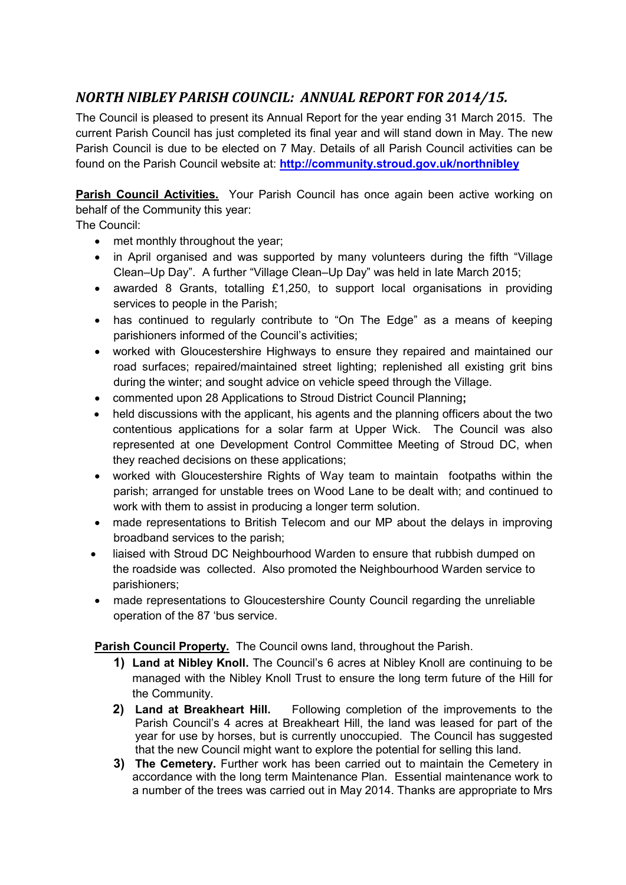# *NORTH NIBLEY PARISH COUNCIL: ANNUAL REPORT FOR 2014/15.*

The Council is pleased to present its Annual Report for the year ending 31 March 2015. The current Parish Council has just completed its final year and will stand down in May. The new Parish Council is due to be elected on 7 May. Details of all Parish Council activities can be found on the Parish Council website at: **http://community.stroud.gov.uk/northnibley**

**Parish Council Activities.** Your Parish Council has once again been active working on behalf of the Community this year:

The Council:

- met monthly throughout the year;
- in April organised and was supported by many volunteers during the fifth "Village Clean–Up Day". A further "Village Clean–Up Day" was held in late March 2015;
- awarded 8 Grants, totalling £1,250, to support local organisations in providing services to people in the Parish;
- has continued to regularly contribute to "On The Edge" as a means of keeping parishioners informed of the Council's activities;
- worked with Gloucestershire Highways to ensure they repaired and maintained our road surfaces; repaired/maintained street lighting; replenished all existing grit bins during the winter; and sought advice on vehicle speed through the Village.
- commented upon 28 Applications to Stroud District Council Planning**;**
- held discussions with the applicant, his agents and the planning officers about the two contentious applications for a solar farm at Upper Wick. The Council was also represented at one Development Control Committee Meeting of Stroud DC, when they reached decisions on these applications;
- worked with Gloucestershire Rights of Way team to maintain footpaths within the parish; arranged for unstable trees on Wood Lane to be dealt with; and continued to work with them to assist in producing a longer term solution.
- made representations to British Telecom and our MP about the delays in improving broadband services to the parish;
- liaised with Stroud DC Neighbourhood Warden to ensure that rubbish dumped on the roadside was collected. Also promoted the Neighbourhood Warden service to parishioners;
- made representations to Gloucestershire County Council regarding the unreliable operation of the 87 'bus service.

**Parish Council Property.** The Council owns land, throughout the Parish.

1) **Land at Nibley Knoll.** The Council's 6 acres at Nibley Knoll are continuing to be managed with the Nibley Knoll Trust to ensure the long term future of the Hill for the Community.
2) **Land at Breakheart Hill.** Following completion of the improvements to the Parish Council's 4 acres at Breakheart Hill, the land was leased for part of the year for use by horses, but is currently unoccupied. The Council has suggested that the new Council might want to explore the potential for selling this land.
3) **The Cemetery.** Further work has been carried out to maintain the Cemetery in accordance with the long term Maintenance Plan. Essential maintenance work to a number of the trees was carried out in May 2014. Thanks are appropriate to Mrs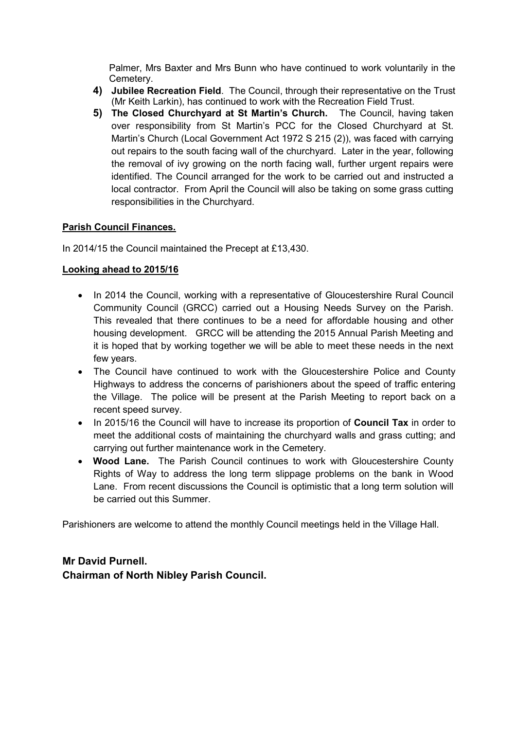Palmer, Mrs Baxter and Mrs Bunn who have continued to work voluntarily in the Cemetery.

4) **Jubilee Recreation Field**. The Council, through their representative on the Trust (Mr Keith Larkin), has continued to work with the Recreation Field Trust.
5) **The Closed Churchyard at St Martin's Church.** The Council, having taken over responsibility from St Martin's PCC for the Closed Churchyard at St. Martin's Church (Local Government Act 1972 S 215 (2)), was faced with carrying out repairs to the south facing wall of the churchyard. Later in the year, following the removal of ivy growing on the north facing wall, further urgent repairs were identified. The Council arranged for the work to be carried out and instructed a local contractor. From April the Council will also be taking on some grass cutting responsibilities in the Churchyard.

**Parish Council Finances.**

In 2014/15 the Council maintained the Precept at £13,430.

**Looking ahead to 2015/16**

- In 2014 the Council, working with a representative of Gloucestershire Rural Council Community Council (GRCC) carried out a Housing Needs Survey on the Parish. This revealed that there continues to be a need for affordable housing and other housing development. GRCC will be attending the 2015 Annual Parish Meeting and it is hoped that by working together we will be able to meet these needs in the next few years.
- The Council have continued to work with the Gloucestershire Police and County Highways to address the concerns of parishioners about the speed of traffic entering the Village. The police will be present at the Parish Meeting to report back on a recent speed survey.
- In 2015/16 the Council will have to increase its proportion of **Council Tax** in order to meet the additional costs of maintaining the churchyard walls and grass cutting; and carrying out further maintenance work in the Cemetery.
- **Wood Lane.** The Parish Council continues to work with Gloucestershire County Rights of Way to address the long term slippage problems on the bank in Wood Lane. From recent discussions the Council is optimistic that a long term solution will be carried out this Summer.

Parishioners are welcome to attend the monthly Council meetings held in the Village Hall.

**Mr David Purnell.**
**Chairman of North Nibley Parish Council.**